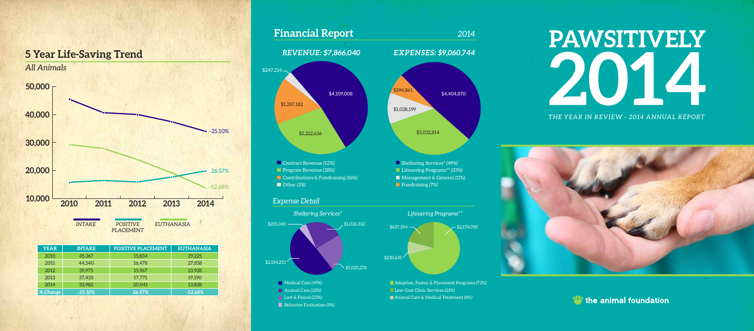## 5 Year Life-Saving Trend

*All Animals*

| YEAR | INTAKE | POSITIVE PLACEMENT | EUTHANASIA |
|---|---|---|---|
| 2010 | 45,367 | 15,834 | 29,225 |
| 2011 | 44,540 | 16,478 | 27,858 |
| 2012 | 39,975 | 15,967 | 23,928 |
| 2013 | 37,433 | 17,771 | 19,190 |
| 2014 | 33,982 | 20,041 | 13,828 |
| *% Change* | *-25.10%* | *26.57%* | *-52.68%* |

## Financial Report *2014*

### *REVENUE: $7,866,040*

- Contract Revenue *(52%)* — $4,109,008
- Program Revenue *(28%)* — $2,222,636
- Contributions & Fundraising *(16%)* — $1,287,182
- Other *(3%)* — $247,214

### *EXPENSES: $9,060,744*

- Sheltering Services* *(49%)* — $4,404,870
- Lifesaving Programs** *(33%)* — $3,032,814
- Management & General *(11%)* — $1,028,199
- Fundraising *(7%)* — $594,861

### *Expense Detail*

*Sheltering Services**

- Medical Care *(49%)* — $2,154,215
- Animal Care *(23%)* — $1,026,332
- Lost & Found *(23%)* — $1,023,278
- Behavior Evaluation *(5%)* — $201,045

*Lifesaving Programs***

- Adoption, Foster, & Placement Programs *(72%)* — $2,174,789
- Low-Cost Clinic Services *(21%)* — $627,394
- Animal Care & Medical Treatment *(8%)* — $230,631

# PAWSITIVELY 2014

*THE YEAR IN REVIEW · 2014 ANNUAL REPORT*

the animal foundation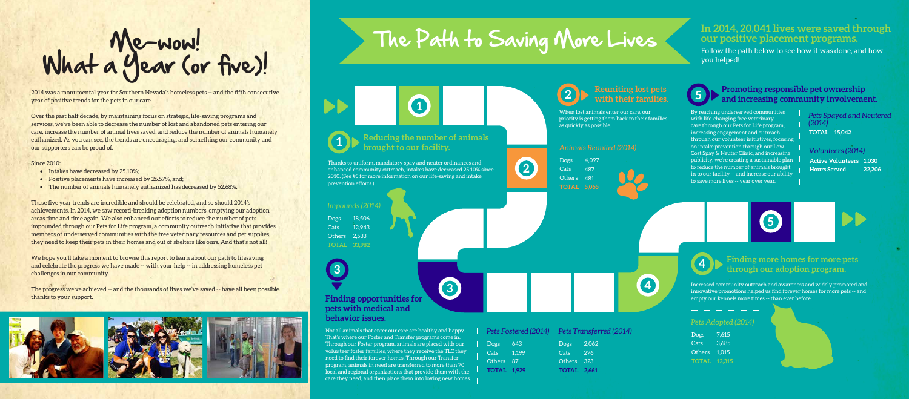# Me-wow! What a Year (or five)!

2014 was a monumental year for Southern Nevada's homeless pets -- and the fifth consecutive year of positive trends for the pets in our care.

Over the past half decade, by maintaining focus on strategic, life-saving programs and services, we've been able to decrease the number of lost and abandoned pets entering our care, increase the number of animal lives saved, and reduce the number of animals humanely euthanized. As you can see, the trends are encouraging, and something our community and our supporters can be proud of.

Since 2010:

- Intakes have decreased by 25.10%;
- Positive placements have increased by 26.57%, and;
- The number of animals humanely euthanized has decreased by 52.68%.

These five year trends are incredible and should be celebrated, and so should 2014's achievements. In 2014, we saw record-breaking adoption numbers, emptying our adoption areas time and time again. We also enhanced our efforts to reduce the number of pets impounded through our Pets for Life program, a community outreach initiative that provides members of underserved communities with the free veterinary resources and pet supplies they need to keep their pets in their homes and out of shelters like ours. And that's not all!

We hope you'll take a moment to browse this report to learn about our path to lifesaving and celebrate the progress we have made -- with your help -- in addressing homeless pet challenges in our community.

The progress we've achieved -- and the thousands of lives we've saved -- have all been possible thanks to your support.

# The Path to Saving More Lives

## In 2014, 20,041 lives were saved through our positive placement programs.

Follow the path below to see how it was done, and how you helped!

### 1 Reducing the number of animals brought to our facility.

Thanks to uniform, mandatory spay and neuter ordinances and enhanced community outreach, intakes have decreased 25.10% since 2010. (See #5 for more information on our life-saving and intake prevention efforts.)

*Impounds (2014)*

| | |
|---|---|
| Dogs | 18,506 |
| Cats | 12,943 |
| Others | 2,533 |
| TOTAL | 33,982 |

### 2 Reuniting lost pets with their families.

When lost animals enter our care, our priority is getting them back to their families as quickly as possible.

*Animals Reunited (2014)*

| | |
|---|---|
| Dogs | 4,097 |
| Cats | 487 |
| Others | 481 |
| TOTAL | 5,065 |

### 3 Finding opportunities for pets with medical and behavior issues.

Not all animals that enter our care are healthy and happy. That's where our Foster and Transfer programs come in. Through our Foster program, animals are placed with our volunteer foster families, where they receive the TLC they need to find their forever homes. Through our Transfer program, animals in need are transferred to more than 70 local and regional organizations that provide them with the care they need, and then place them into loving new homes.

*Pets Fostered (2014)*

| | |
|---|---|
| Dogs | 643 |
| Cats | 1,199 |
| Others | 87 |
| TOTAL | 1,929 |

*Pets Transferred (2014)*

| | |
|---|---|
| Dogs | 2,062 |
| Cats | 276 |
| Others | 323 |
| TOTAL | 2,661 |

### 4 Finding more homes for more pets through our adoption program.

Increased community outreach and awareness and widely promoted and innovative promotions helped us find forever homes for more pets -- and empty our kennels more times -- than ever before.

*Pets Adopted (2014)*

| | |
|---|---|
| Dogs | 7,615 |
| Cats | 3,685 |
| Others | 1,015 |
| TOTAL | 12,315 |

### 5 Promoting responsible pet ownership and increasing community involvement.

By reaching underserved communities with life-changing free veterinary care through our Pets for Life program, increasing engagement and outreach through our volunteer initiatives, focusing on intake prevention through our Low-Cost Spay & Neuter Clinic, and increasing publicity, we're creating a sustainable plan to reduce the number of animals brought in to our facility -- and increase our ability to save more lives -- year over year.

*Pets Spayed and Neutered (2014)*

**TOTAL 15,042**

*Volunteers (2014)*

| | |
|---|---|
| Active Volunteers | 1,030 |
| Hours Served | 22,206 |